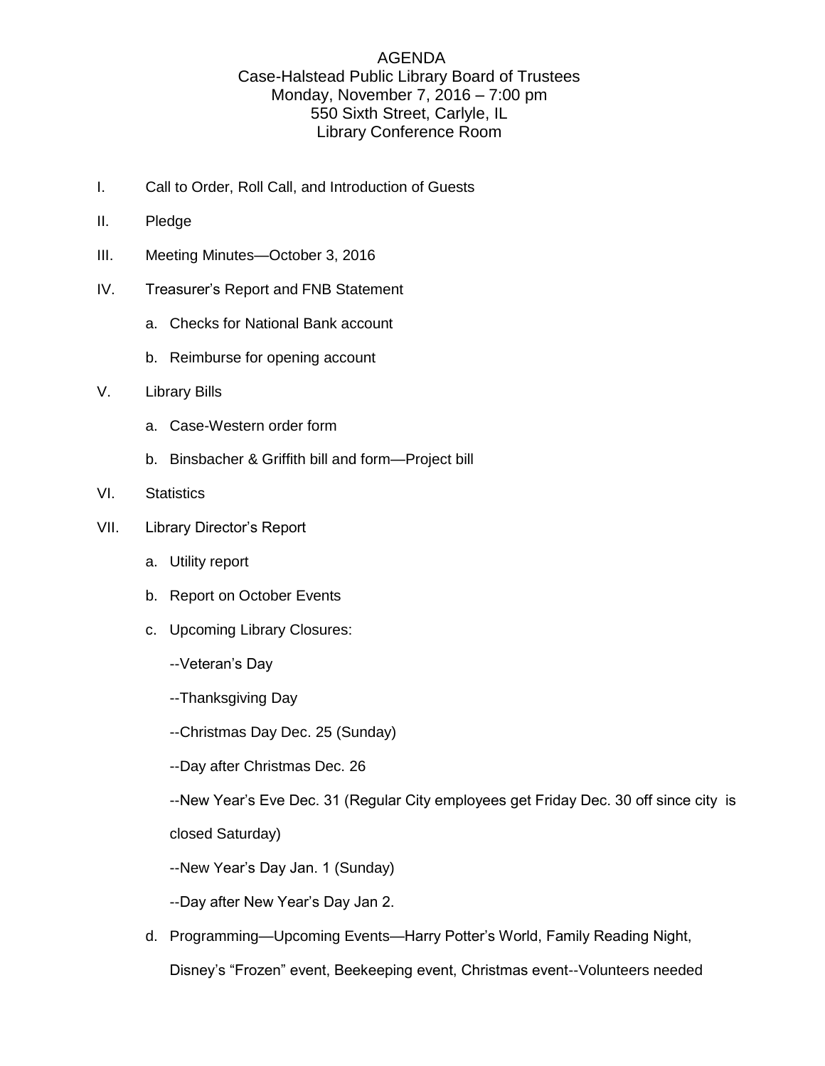# AGENDA

## Case-Halstead Public Library Board of Trustees

Monday, November 7, 2016 – 7:00 pm
550 Sixth Street, Carlyle, IL
Library Conference Room

I. Call to Order, Roll Call, and Introduction of Guests

II. Pledge

III. Meeting Minutes—October 3, 2016

IV. Treasurer's Report and FNB Statement

   a. Checks for National Bank account

   b. Reimburse for opening account

V. Library Bills

   a. Case-Western order form

   b. Binsbacher & Griffith bill and form—Project bill

VI. Statistics

VII. Library Director's Report

   a. Utility report

   b. Report on October Events

   c. Upcoming Library Closures:

      --Veteran's Day

      --Thanksgiving Day

      --Christmas Day Dec. 25 (Sunday)

      --Day after Christmas Dec. 26

      --New Year's Eve Dec. 31 (Regular City employees get Friday Dec. 30 off since city is closed Saturday)

      --New Year's Day Jan. 1 (Sunday)

      --Day after New Year's Day Jan 2.

   d. Programming—Upcoming Events—Harry Potter's World, Family Reading Night, Disney's "Frozen" event, Beekeeping event, Christmas event--Volunteers needed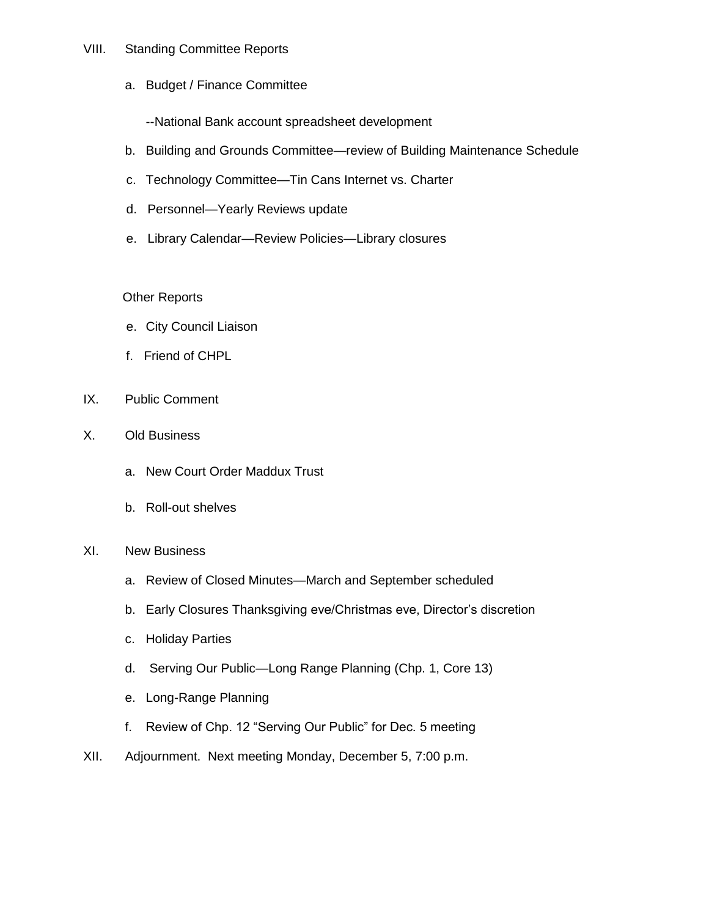VIII. Standing Committee Reports

  a. Budget / Finance Committee

    --National Bank account spreadsheet development

  b. Building and Grounds Committee—review of Building Maintenance Schedule

  c. Technology Committee—Tin Cans Internet vs. Charter

  d. Personnel—Yearly Reviews update

  e. Library Calendar—Review Policies—Library closures

Other Reports

  e. City Council Liaison

  f. Friend of CHPL

IX. Public Comment

X. Old Business

  a. New Court Order Maddux Trust

  b. Roll-out shelves

XI. New Business

  a. Review of Closed Minutes—March and September scheduled

  b. Early Closures Thanksgiving eve/Christmas eve, Director's discretion

  c. Holiday Parties

  d. Serving Our Public—Long Range Planning (Chp. 1, Core 13)

  e. Long-Range Planning

  f. Review of Chp. 12 "Serving Our Public" for Dec. 5 meeting

XII. Adjournment. Next meeting Monday, December 5, 7:00 p.m.